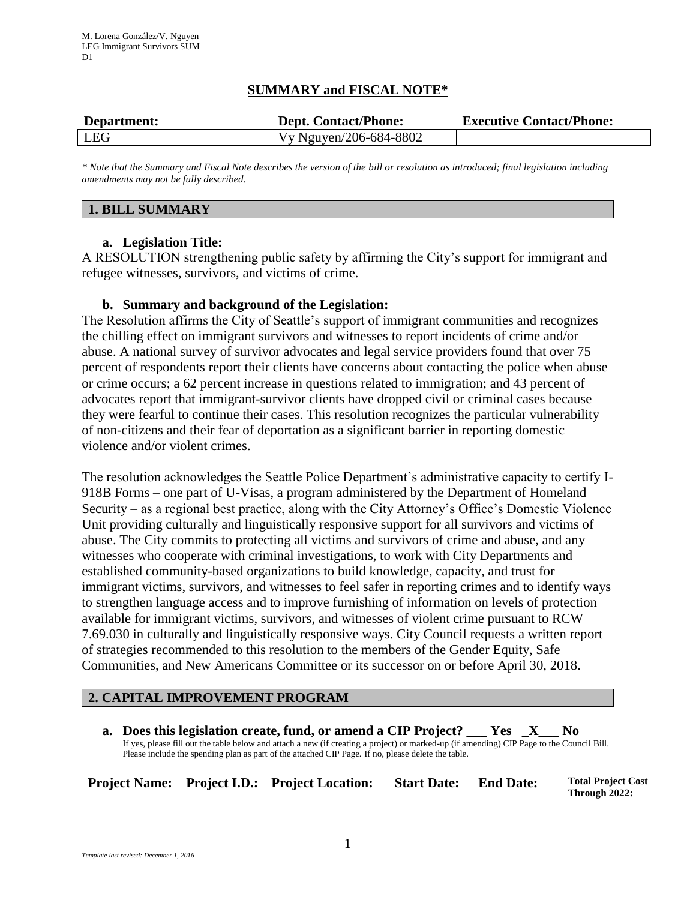M. Lorena González/V. Nguyen
LEG Immigrant Survivors SUM
D1

# SUMMARY and FISCAL NOTE*

| Department: | Dept. Contact/Phone: | Executive Contact/Phone: |
| --- | --- | --- |
| LEG | Vy Nguyen/206-684-8802 | |

*\* Note that the Summary and Fiscal Note describes the version of the bill or resolution as introduced; final legislation including amendments may not be fully described.*

## 1. BILL SUMMARY

**a. Legislation Title:**

A RESOLUTION strengthening public safety by affirming the City's support for immigrant and refugee witnesses, survivors, and victims of crime.

**b. Summary and background of the Legislation:**

The Resolution affirms the City of Seattle's support of immigrant communities and recognizes the chilling effect on immigrant survivors and witnesses to report incidents of crime and/or abuse. A national survey of survivor advocates and legal service providers found that over 75 percent of respondents report their clients have concerns about contacting the police when abuse or crime occurs; a 62 percent increase in questions related to immigration; and 43 percent of advocates report that immigrant-survivor clients have dropped civil or criminal cases because they were fearful to continue their cases. This resolution recognizes the particular vulnerability of non-citizens and their fear of deportation as a significant barrier in reporting domestic violence and/or violent crimes.

The resolution acknowledges the Seattle Police Department's administrative capacity to certify I-918B Forms – one part of U-Visas, a program administered by the Department of Homeland Security – as a regional best practice, along with the City Attorney's Office's Domestic Violence Unit providing culturally and linguistically responsive support for all survivors and victims of abuse. The City commits to protecting all victims and survivors of crime and abuse, and any witnesses who cooperate with criminal investigations, to work with City Departments and established community-based organizations to build knowledge, capacity, and trust for immigrant victims, survivors, and witnesses to feel safer in reporting crimes and to identify ways to strengthen language access and to improve furnishing of information on levels of protection available for immigrant victims, survivors, and witnesses of violent crime pursuant to RCW 7.69.030 in culturally and linguistically responsive ways. City Council requests a written report of strategies recommended to this resolution to the members of the Gender Equity, Safe Communities, and New Americans Committee or its successor on or before April 30, 2018.

## 2. CAPITAL IMPROVEMENT PROGRAM

**a. Does this legislation create, fund, or amend a CIP Project? \_\_\_ Yes \_X\_\_\_ No**

If yes, please fill out the table below and attach a new (if creating a project) or marked-up (if amending) CIP Page to the Council Bill. Please include the spending plan as part of the attached CIP Page. If no, please delete the table.

| Project Name: | Project I.D.: | Project Location: | Start Date: | End Date: | Total Project Cost Through 2022: |
| --- | --- | --- | --- | --- | --- |

*Template last revised: December 1, 2016*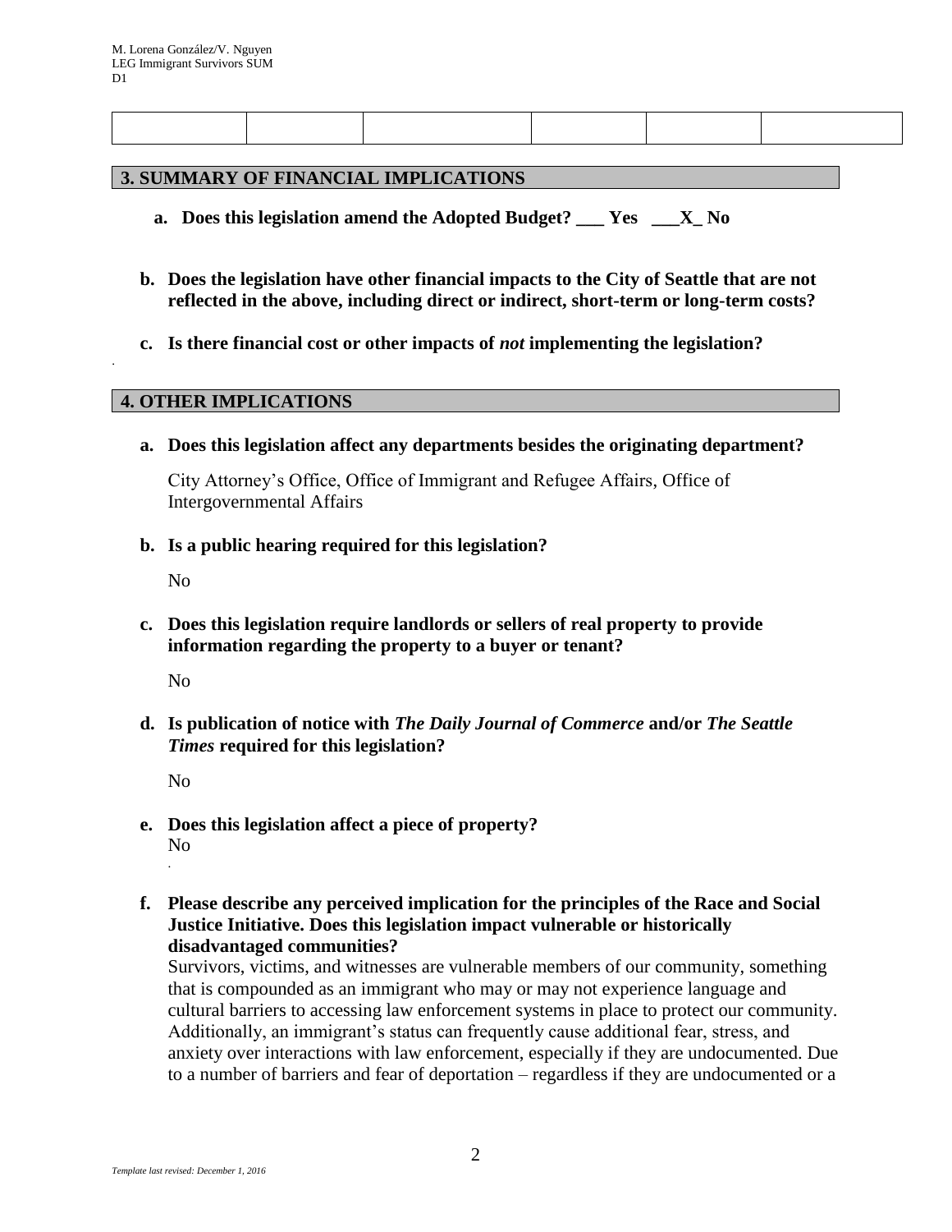| | | | | | |
|---|---|---|---|---|---|
| | | | | | |

## 3. SUMMARY OF FINANCIAL IMPLICATIONS

**a. Does this legislation amend the Adopted Budget? ___ Yes ___X_ No**

**b. Does the legislation have other financial impacts to the City of Seattle that are not reflected in the above, including direct or indirect, short-term or long-term costs?**

**c. Is there financial cost or other impacts of *not* implementing the legislation?**

## 4. OTHER IMPLICATIONS

**a. Does this legislation affect any departments besides the originating department?**

City Attorney's Office, Office of Immigrant and Refugee Affairs, Office of Intergovernmental Affairs

**b. Is a public hearing required for this legislation?**

No

**c. Does this legislation require landlords or sellers of real property to provide information regarding the property to a buyer or tenant?**

No

**d. Is publication of notice with *The Daily Journal of Commerce* and/or *The Seattle Times* required for this legislation?**

No

**e. Does this legislation affect a piece of property?**

No

**f. Please describe any perceived implication for the principles of the Race and Social Justice Initiative. Does this legislation impact vulnerable or historically disadvantaged communities?**

Survivors, victims, and witnesses are vulnerable members of our community, something that is compounded as an immigrant who may or may not experience language and cultural barriers to accessing law enforcement systems in place to protect our community. Additionally, an immigrant's status can frequently cause additional fear, stress, and anxiety over interactions with law enforcement, especially if they are undocumented. Due to a number of barriers and fear of deportation – regardless if they are undocumented or a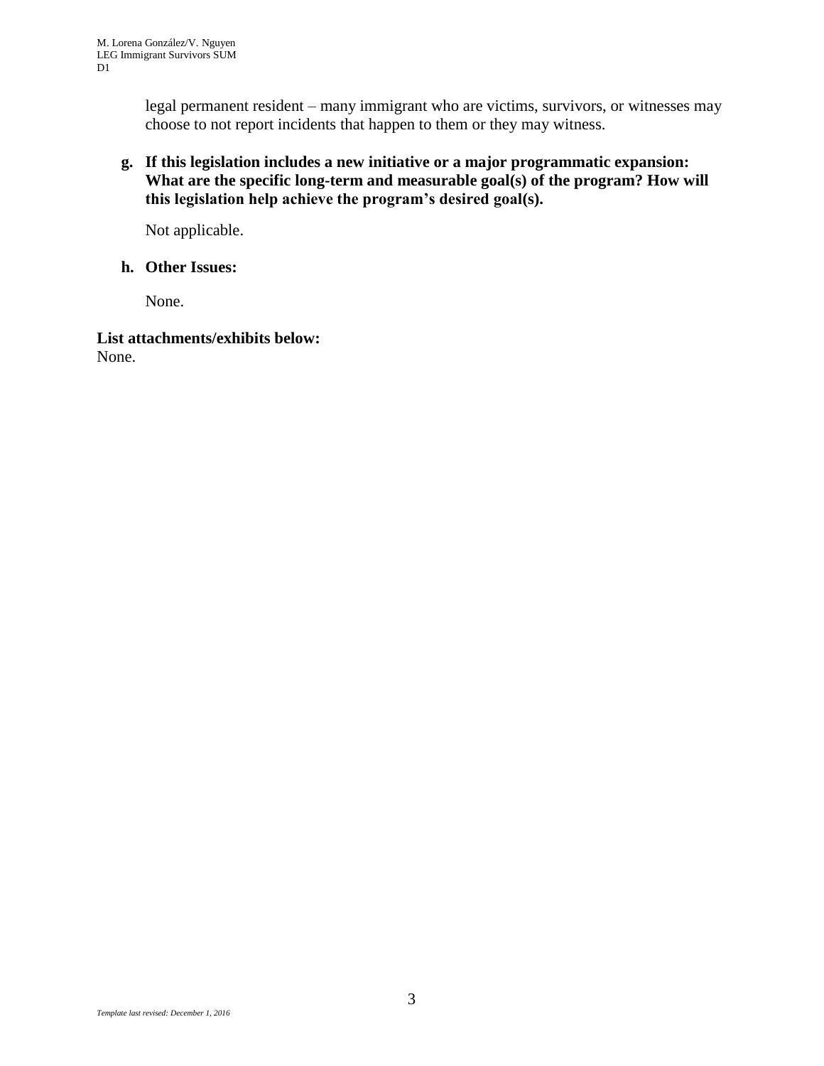legal permanent resident – many immigrant who are victims, survivors, or witnesses may choose to not report incidents that happen to them or they may witness.

**g. If this legislation includes a new initiative or a major programmatic expansion: What are the specific long-term and measurable goal(s) of the program? How will this legislation help achieve the program's desired goal(s).**

Not applicable.

**h. Other Issues:**

None.

**List attachments/exhibits below:**
None.